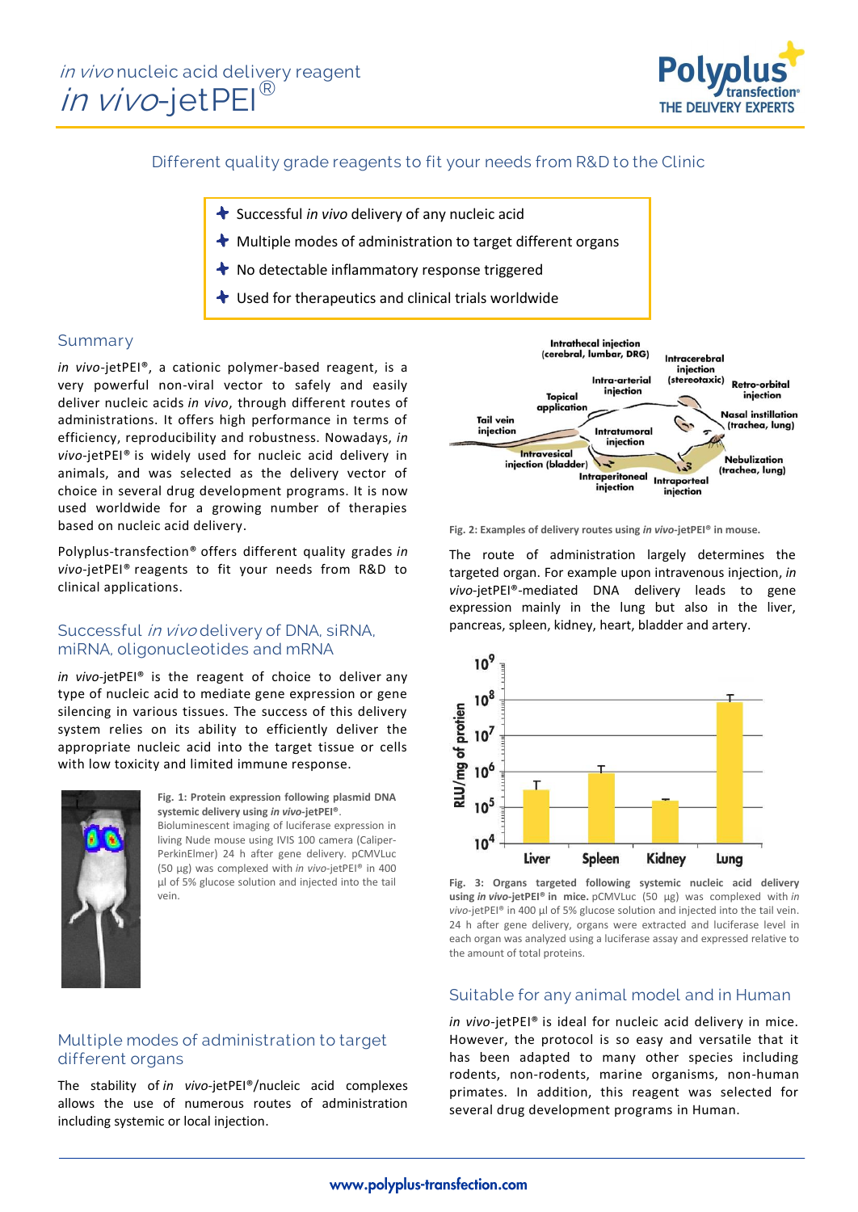*in vivo* nucleic acid delivery reagent

# *in vivo*-jetPEI®

Different quality grade reagents to fit your needs from R&D to the Clinic

- Successful *in vivo* delivery of any nucleic acid
- Multiple modes of administration to target different organs
- No detectable inflammatory response triggered
- Used for therapeutics and clinical trials worldwide

## Summary

*in vivo*-jetPEI®, a cationic polymer-based reagent, is a very powerful non-viral vector to safely and easily deliver nucleic acids *in vivo*, through different routes of administrations. It offers high performance in terms of efficiency, reproducibility and robustness. Nowadays, *in vivo*-jetPEI® is widely used for nucleic acid delivery in animals, and was selected as the delivery vector of choice in several drug development programs. It is now used worldwide for a growing number of therapies based on nucleic acid delivery.

Polyplus-transfection® offers different quality grades *in vivo*-jetPEI® reagents to fit your needs from R&D to clinical applications.

## Successful *in vivo* delivery of DNA, siRNA, miRNA, oligonucleotides and mRNA

*in vivo*-jetPEI® is the reagent of choice to deliver any type of nucleic acid to mediate gene expression or gene silencing in various tissues. The success of this delivery system relies on its ability to efficiently deliver the appropriate nucleic acid into the target tissue or cells with low toxicity and limited immune response.

**Fig. 1: Protein expression following plasmid DNA systemic delivery using *in vivo*-jetPEI®.** Bioluminescent imaging of luciferase expression in living Nude mouse using IVIS 100 camera (Caliper-PerkinElmer) 24 h after gene delivery. pCMVLuc (50 µg) was complexed with *in vivo*-jetPEI® in 400 µl of 5% glucose solution and injected into the tail vein.

## Multiple modes of administration to target different organs

The stability of *in vivo*-jetPEI®/nucleic acid complexes allows the use of numerous routes of administration including systemic or local injection.

**Fig. 2: Examples of delivery routes using *in vivo*-jetPEI® in mouse.**

The route of administration largely determines the targeted organ. For example upon intravenous injection, *in vivo*-jetPEI®-mediated DNA delivery leads to gene expression mainly in the lung but also in the liver, pancreas, spleen, kidney, heart, bladder and artery.

**Fig. 3: Organs targeted following systemic nucleic acid delivery using *in vivo*-jetPEI® in mice.** pCMVLuc (50 µg) was complexed with *in vivo*-jetPEI® in 400 µl of 5% glucose solution and injected into the tail vein. 24 h after gene delivery, organs were extracted and luciferase level in each organ was analyzed using a luciferase assay and expressed relative to the amount of total proteins.

## Suitable for any animal model and in Human

*in vivo*-jetPEI® is ideal for nucleic acid delivery in mice. However, the protocol is so easy and versatile that it has been adapted to many other species including rodents, non-rodents, marine organisms, non-human primates. In addition, this reagent was selected for several drug development programs in Human.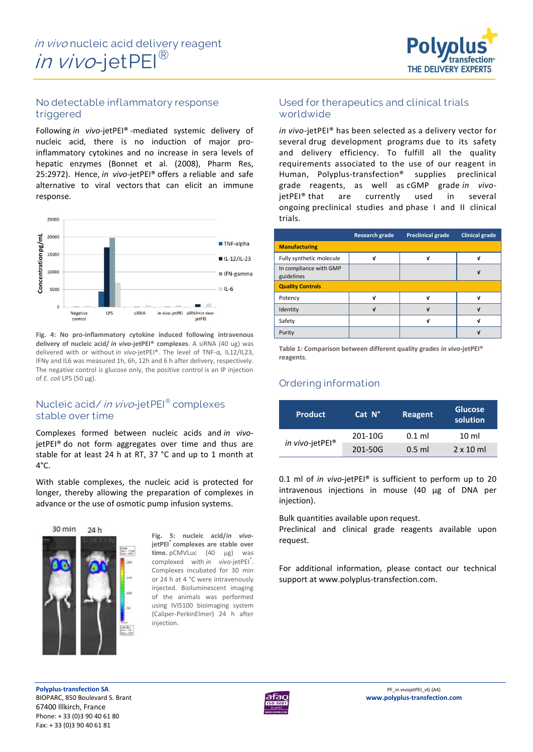# *in vivo* nucleic acid delivery reagent

# *in vivo*-jetPEI®

Polyplus transfection® THE DELIVERY EXPERTS

## No detectable inflammatory response triggered

Following *in vivo*-jetPEI® -mediated systemic delivery of nucleic acid, there is no induction of major pro-inflammatory cytokines and no increase in sera levels of hepatic enzymes (Bonnet et al. (2008), Pharm Res, 25:2972). Hence, *in vivo*-jetPEI® offers a reliable and safe alternative to viral vectors that can elicit an immune response.

25000
20000
15000
10000
5000
0
Concentration pg/mL
Negative control
LPS
siRNA
in vivo-jetPEI
siRNA+in vivo-jetPEI
TNF-alpha
IL-12/IL-23
IFN-gamma
IL-6

**Fig. 4: No pro-inflammatory cytokine induced following intravenous delivery of nucleic acid/ *in vivo*-jetPEI® complexes**. A siRNA (40 ug) was delivered with or without *in vivo*-jetPEI®. The level of TNF-α, IL12/IL23, IFNγ and IL6 was measured 1h, 6h, 12h and 6 h after delivery, respectively. The negative control is glucose only, the positive control is an IP injection of *E. coli* LPS (50 µg).

## Nucleic acid/ *in vivo*-jetPEI® complexes stable over time

Complexes formed between nucleic acids and *in vivo*-jetPEI® do not form aggregates over time and thus are stable for at least 24 h at RT, 37 °C and up to 1 month at 4°C.

With stable complexes, the nucleic acid is protected for longer, thereby allowing the preparation of complexes in advance or the use of osmotic pump infusion systems.

30 min
24 h

**Fig. 5: nucleic acid/*in vivo*-jetPEI® complexes are stable over time.** pCMVLuc (40 µg) was complexed with *in vivo*-jetPEI®. Complexes incubated for 30 min or 24 h at 4 °C were intravenously injected. Bioluminescent imaging of the animals was performed using IVIS100 bioimaging system (Caliper-PerkinElmer) 24 h after injection.

## Used for therapeutics and clinical trials worldwide

*in vivo*-jetPEI® has been selected as a delivery vector for several drug development programs due to its safety and delivery efficiency. To fulfill all the quality requirements associated to the use of our reagent in Human, Polyplus-transfection® supplies preclinical grade reagents, as well as cGMP grade *in vivo*-jetPEI® that are currently used in several ongoing preclinical studies and phase I and II clinical trials.

| | Research grade | Preclinical grade | Clinical grade |
|---|---|---|---|
| **Manufacturing** | | | |
| Fully synthetic molecule | √ | √ | √ |
| In compliance with GMP guidelines | | | √ |
| **Quality Controls** | | | |
| Potency | √ | √ | √ |
| Identity | √ | √ | √ |
| Safety | | √ | √ |
| Purity | | | √ |

**Table 1: Comparison between different quality grades *in vivo*-jetPEI® reagents**.

## Ordering information

| Product | Cat N° | Reagent | Glucose solution |
|---|---|---|---|
| *in vivo*-jetPEI® | 201-10G | 0.1 ml | 10 ml |
| | 201-50G | 0.5 ml | 2 x 10 ml |

0.1 ml of *in vivo*-jetPEI® is sufficient to perform up to 20 intravenous injections in mouse (40 µg of DNA per injection).

Bulk quantities available upon request.
Preclinical and clinical grade reagents available upon request.

For additional information, please contact our technical support at www.polyplus-transfection.com.

**Polyplus-transfection SA**
BIOPARC, 850 Boulevard S. Brant
67400 Illkirch, France
Phone: + 33 (0)3 90 40 61 80
Fax: + 33 (0)3 90 40 61 81

PF_in vivojetPEI_vG (A4)
**www.polyplus-transfection.com**